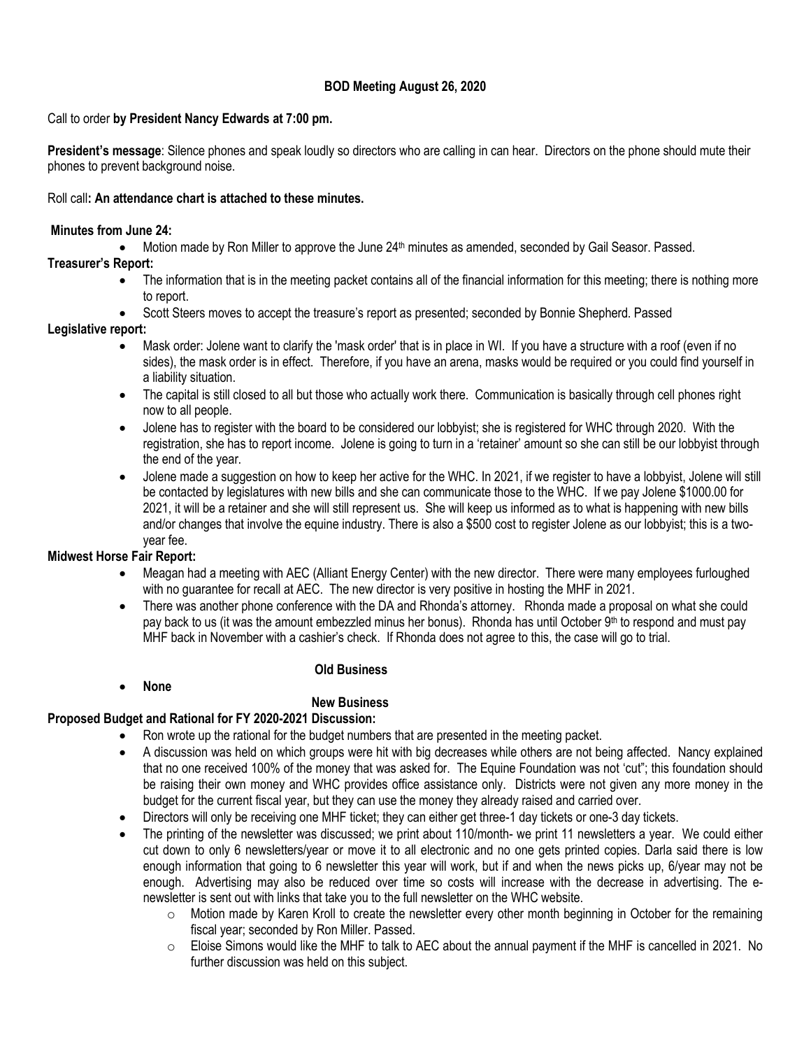**BOD Meeting August 26, 2020**

Call to order **by President Nancy Edwards at 7:00 pm.**

**President's message**: Silence phones and speak loudly so directors who are calling in can hear. Directors on the phone should mute their phones to prevent background noise.

Roll call**: An attendance chart is attached to these minutes.**

**Minutes from June 24:**

- Motion made by Ron Miller to approve the June 24th minutes as amended, seconded by Gail Seasor. Passed.

**Treasurer's Report:**

- The information that is in the meeting packet contains all of the financial information for this meeting; there is nothing more to report.
- Scott Steers moves to accept the treasure's report as presented; seconded by Bonnie Shepherd. Passed

**Legislative report:**

- Mask order: Jolene want to clarify the 'mask order' that is in place in WI. If you have a structure with a roof (even if no sides), the mask order is in effect. Therefore, if you have an arena, masks would be required or you could find yourself in a liability situation.
- The capital is still closed to all but those who actually work there. Communication is basically through cell phones right now to all people.
- Jolene has to register with the board to be considered our lobbyist; she is registered for WHC through 2020. With the registration, she has to report income. Jolene is going to turn in a 'retainer' amount so she can still be our lobbyist through the end of the year.
- Jolene made a suggestion on how to keep her active for the WHC. In 2021, if we register to have a lobbyist, Jolene will still be contacted by legislatures with new bills and she can communicate those to the WHC. If we pay Jolene $1000.00 for 2021, it will be a retainer and she will still represent us. She will keep us informed as to what is happening with new bills and/or changes that involve the equine industry. There is also a $500 cost to register Jolene as our lobbyist; this is a two-year fee.

**Midwest Horse Fair Report:**

- Meagan had a meeting with AEC (Alliant Energy Center) with the new director. There were many employees furloughed with no guarantee for recall at AEC. The new director is very positive in hosting the MHF in 2021.
- There was another phone conference with the DA and Rhonda's attorney. Rhonda made a proposal on what she could pay back to us (it was the amount embezzled minus her bonus). Rhonda has until October 9th to respond and must pay MHF back in November with a cashier's check. If Rhonda does not agree to this, the case will go to trial.

**Old Business**

- **None**

**New Business**

**Proposed Budget and Rational for FY 2020-2021 Discussion:**

- Ron wrote up the rational for the budget numbers that are presented in the meeting packet.
- A discussion was held on which groups were hit with big decreases while others are not being affected. Nancy explained that no one received 100% of the money that was asked for. The Equine Foundation was not 'cut"; this foundation should be raising their own money and WHC provides office assistance only. Districts were not given any more money in the budget for the current fiscal year, but they can use the money they already raised and carried over.
- Directors will only be receiving one MHF ticket; they can either get three-1 day tickets or one-3 day tickets.
- The printing of the newsletter was discussed; we print about 110/month- we print 11 newsletters a year. We could either cut down to only 6 newsletters/year or move it to all electronic and no one gets printed copies. Darla said there is low enough information that going to 6 newsletter this year will work, but if and when the news picks up, 6/year may not be enough. Advertising may also be reduced over time so costs will increase with the decrease in advertising. The e-newsletter is sent out with links that take you to the full newsletter on the WHC website.
    - Motion made by Karen Kroll to create the newsletter every other month beginning in October for the remaining fiscal year; seconded by Ron Miller. Passed.
    - Eloise Simons would like the MHF to talk to AEC about the annual payment if the MHF is cancelled in 2021. No further discussion was held on this subject.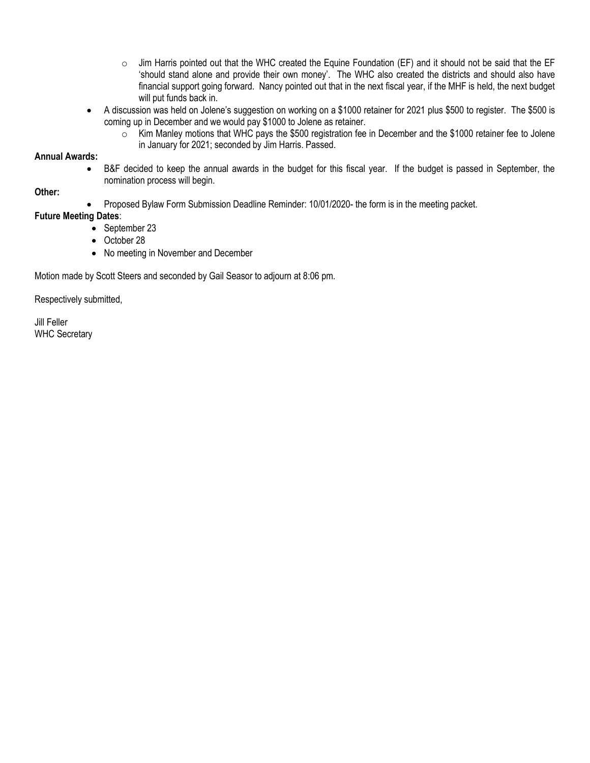- Jim Harris pointed out that the WHC created the Equine Foundation (EF) and it should not be said that the EF 'should stand alone and provide their own money'. The WHC also created the districts and should also have financial support going forward. Nancy pointed out that in the next fiscal year, if the MHF is held, the next budget will put funds back in.
- A discussion was held on Jolene's suggestion on working on a $1000 retainer for 2021 plus $500 to register. The $500 is coming up in December and we would pay $1000 to Jolene as retainer.
  - Kim Manley motions that WHC pays the $500 registration fee in December and the $1000 retainer fee to Jolene in January for 2021; seconded by Jim Harris. Passed.

**Annual Awards:**

- B&F decided to keep the annual awards in the budget for this fiscal year. If the budget is passed in September, the nomination process will begin.

**Other:**

- Proposed Bylaw Form Submission Deadline Reminder: 10/01/2020- the form is in the meeting packet.

**Future Meeting Dates**:

- September 23
- October 28
- No meeting in November and December

Motion made by Scott Steers and seconded by Gail Seasor to adjourn at 8:06 pm.

Respectively submitted,

Jill Feller
WHC Secretary